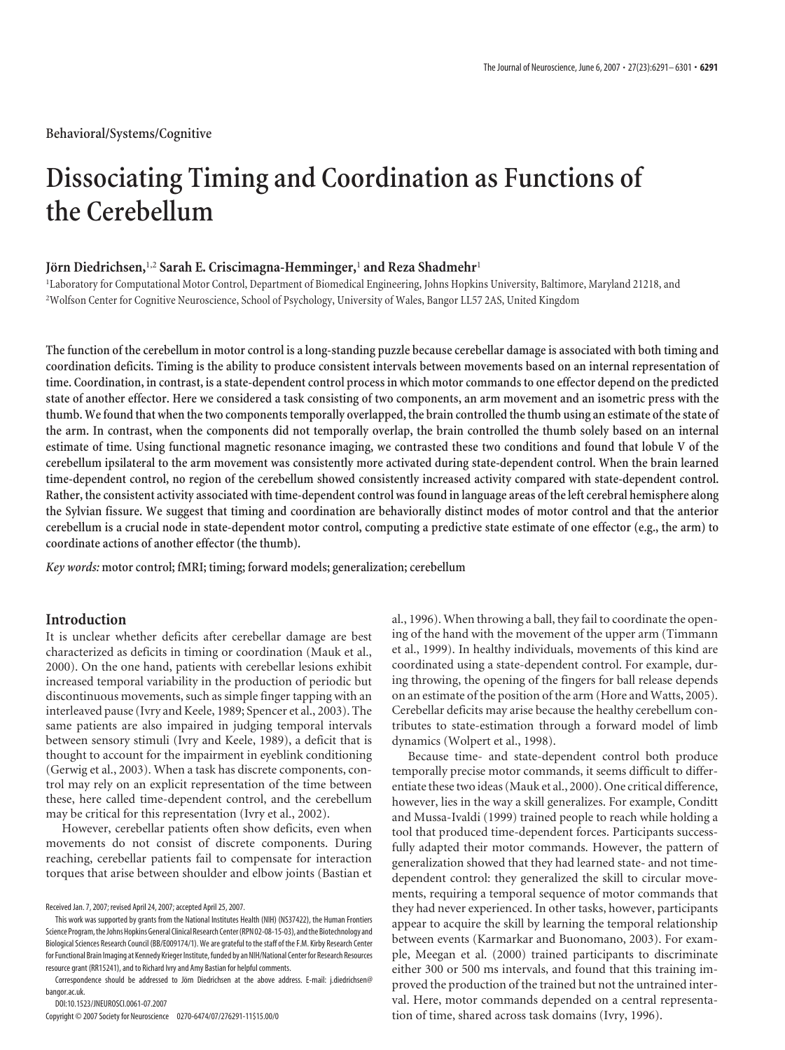Behavioral/Systems/Cognitive

# Dissociating Timing and Coordination as Functions of the Cerebellum

**Jörn Diedrichsen,[1,2] Sarah E. Criscimagna-Hemminger,[1] and Reza Shadmehr[1]**

[1]Laboratory for Computational Motor Control, Department of Biomedical Engineering, Johns Hopkins University, Baltimore, Maryland 21218, and [2]Wolfson Center for Cognitive Neuroscience, School of Psychology, University of Wales, Bangor LL57 2AS, United Kingdom

**The function of the cerebellum in motor control is a long-standing puzzle because cerebellar damage is associated with both timing and coordination deficits. Timing is the ability to produce consistent intervals between movements based on an internal representation of time. Coordination, in contrast, is a state-dependent control process in which motor commands to one effector depend on the predicted state of another effector. Here we considered a task consisting of two components, an arm movement and an isometric press with the thumb. We found that when the two components temporally overlapped, the brain controlled the thumb using an estimate of the state of the arm. In contrast, when the components did not temporally overlap, the brain controlled the thumb solely based on an internal estimate of time. Using functional magnetic resonance imaging, we contrasted these two conditions and found that lobule V of the cerebellum ipsilateral to the arm movement was consistently more activated during state-dependent control. When the brain learned time-dependent control, no region of the cerebellum showed consistently increased activity compared with state-dependent control. Rather, the consistent activity associated with time-dependent control was found in language areas of the left cerebral hemisphere along the Sylvian fissure. We suggest that timing and coordination are behaviorally distinct modes of motor control and that the anterior cerebellum is a crucial node in state-dependent motor control, computing a predictive state estimate of one effector (e.g., the arm) to coordinate actions of another effector (the thumb).**

*Key words:* **motor control; fMRI; timing; forward models; generalization; cerebellum**

## Introduction

It is unclear whether deficits after cerebellar damage are best characterized as deficits in timing or coordination (Mauk et al., 2000). On the one hand, patients with cerebellar lesions exhibit increased temporal variability in the production of periodic but discontinuous movements, such as simple finger tapping with an interleaved pause (Ivry and Keele, 1989; Spencer et al., 2003). The same patients are also impaired in judging temporal intervals between sensory stimuli (Ivry and Keele, 1989), a deficit that is thought to account for the impairment in eyeblink conditioning (Gerwig et al., 2003). When a task has discrete components, control may rely on an explicit representation of the time between these, here called time-dependent control, and the cerebellum may be critical for this representation (Ivry et al., 2002).

However, cerebellar patients often show deficits, even when movements do not consist of discrete components. During reaching, cerebellar patients fail to compensate for interaction torques that arise between shoulder and elbow joints (Bastian et al., 1996). When throwing a ball, they fail to coordinate the opening of the hand with the movement of the upper arm (Timmann et al., 1999). In healthy individuals, movements of this kind are coordinated using a state-dependent control. For example, during throwing, the opening of the fingers for ball release depends on an estimate of the position of the arm (Hore and Watts, 2005). Cerebellar deficits may arise because the healthy cerebellum contributes to state-estimation through a forward model of limb dynamics (Wolpert et al., 1998).

Because time- and state-dependent control both produce temporally precise motor commands, it seems difficult to differentiate these two ideas (Mauk et al., 2000). One critical difference, however, lies in the way a skill generalizes. For example, Conditt and Mussa-Ivaldi (1999) trained people to reach while holding a tool that produced time-dependent forces. Participants successfully adapted their motor commands. However, the pattern of generalization showed that they had learned state- and not time-dependent control: they generalized the skill to circular movements, requiring a temporal sequence of motor commands that they had never experienced. In other tasks, however, participants appear to acquire the skill by learning the temporal relationship between events (Karmarkar and Buonomano, 2003). For example, Meegan et al. (2000) trained participants to discriminate either 300 or 500 ms intervals, and found that this training improved the production of the trained but not the untrained interval. Here, motor commands depended on a central representation of time, shared across task domains (Ivry, 1996).

Received Jan. 7, 2007; revised April 24, 2007; accepted April 25, 2007.

This work was supported by grants from the National Institutes Health (NIH) (NS37422), the Human Frontiers Science Program, the Johns Hopkins General Clinical Research Center (RPN 02-08-15-03), and the Biotechnology and Biological Sciences Research Council (BB/E009174/1). We are grateful to the staff of the F.M. Kirby Research Center for Functional Brain Imaging at Kennedy Krieger Institute, funded by an NIH/National Center for Research Resources resource grant (RR15241), and to Richard Ivry and Amy Bastian for helpful comments.

Correspondence should be addressed to Jörn Diedrichsen at the above address. E-mail: j.diedrichsen@bangor.ac.uk.

DOI:10.1523/JNEUROSCI.0061-07.2007

Copyright © 2007 Society for Neuroscience 0270-6474/07/276291-11$15.00/0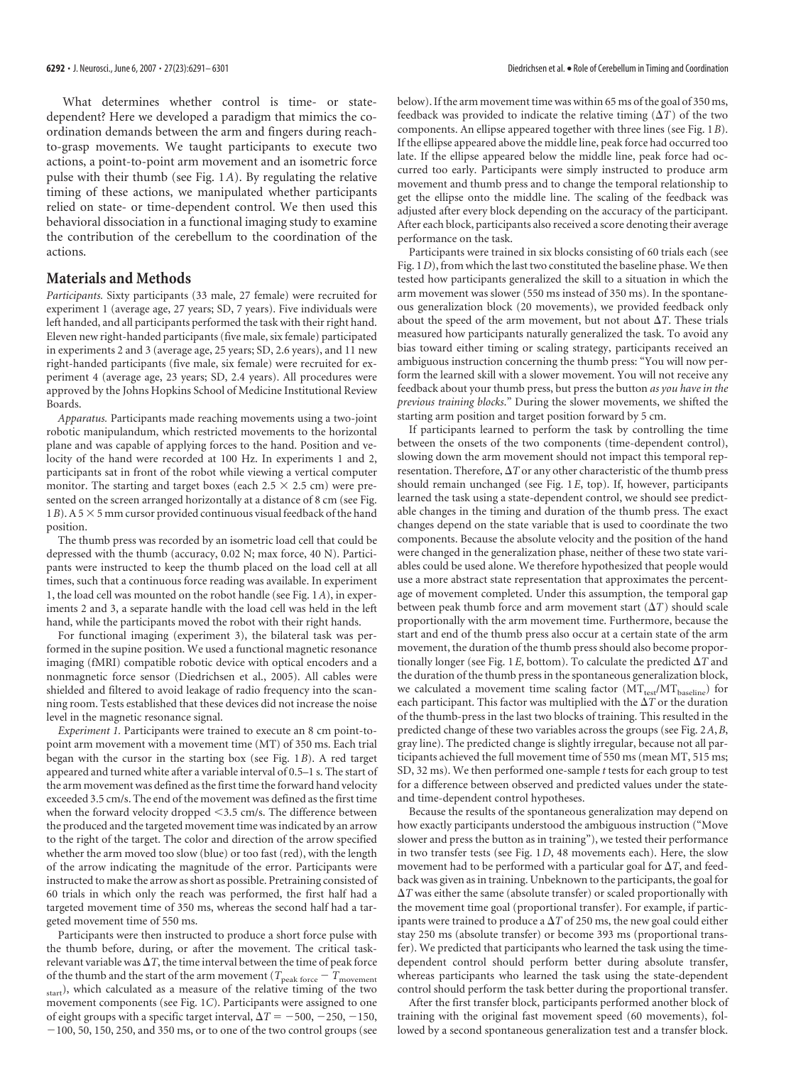What determines whether control is time- or state-dependent? Here we developed a paradigm that mimics the coordination demands between the arm and fingers during reach-to-grasp movements. We taught participants to execute two actions, a point-to-point arm movement and an isometric force pulse with their thumb (see Fig. 1*A*). By regulating the relative timing of these actions, we manipulated whether participants relied on state- or time-dependent control. We then used this behavioral dissociation in a functional imaging study to examine the contribution of the cerebellum to the coordination of the actions.

## Materials and Methods

*Participants.* Sixty participants (33 male, 27 female) were recruited for experiment 1 (average age, 27 years; SD, 7 years). Five individuals were left handed, and all participants performed the task with their right hand. Eleven new right-handed participants (five male, six female) participated in experiments 2 and 3 (average age, 25 years; SD, 2.6 years), and 11 new right-handed participants (five male, six female) were recruited for experiment 4 (average age, 23 years; SD, 2.4 years). All procedures were approved by the Johns Hopkins School of Medicine Institutional Review Boards.

*Apparatus.* Participants made reaching movements using a two-joint robotic manipulandum, which restricted movements to the horizontal plane and was capable of applying forces to the hand. Position and velocity of the hand were recorded at 100 Hz. In experiments 1 and 2, participants sat in front of the robot while viewing a vertical computer monitor. The starting and target boxes (each 2.5 × 2.5 cm) were presented on the screen arranged horizontally at a distance of 8 cm (see Fig. 1*B*). A 5 × 5 mm cursor provided continuous visual feedback of the hand position.

The thumb press was recorded by an isometric load cell that could be depressed with the thumb (accuracy, 0.02 N; max force, 40 N). Participants were instructed to keep the thumb placed on the load cell at all times, such that a continuous force reading was available. In experiment 1, the load cell was mounted on the robot handle (see Fig. 1*A*), in experiments 2 and 3, a separate handle with the load cell was held in the left hand, while the participants moved the robot with their right hands.

For functional imaging (experiment 3), the bilateral task was performed in the supine position. We used a functional magnetic resonance imaging (fMRI) compatible robotic device with optical encoders and a nonmagnetic force sensor (Diedrichsen et al., 2005). All cables were shielded and filtered to avoid leakage of radio frequency into the scanning room. Tests established that these devices did not increase the noise level in the magnetic resonance signal.

*Experiment 1.* Participants were trained to execute an 8 cm point-to-point arm movement with a movement time (MT) of 350 ms. Each trial began with the cursor in the starting box (see Fig. 1*B*). A red target appeared and turned white after a variable interval of 0.5–1 s. The start of the arm movement was defined as the first time the forward hand velocity exceeded 3.5 cm/s. The end of the movement was defined as the first time when the forward velocity dropped <3.5 cm/s. The difference between the produced and the targeted movement time was indicated by an arrow to the right of the target. The color and direction of the arrow specified whether the arm moved too slow (blue) or too fast (red), with the length of the arrow indicating the magnitude of the error. Participants were instructed to make the arrow as short as possible. Pretraining consisted of 60 trials in which only the reach was performed, the first half had a targeted movement time of 350 ms, whereas the second half had a targeted movement time of 550 ms.

Participants were then instructed to produce a short force pulse with the thumb before, during, or after the movement. The critical task-relevant variable was $\Delta T$, the time interval between the time of peak force of the thumb and the start of the arm movement ($T_{\text{peak force}} - T_{\text{movement start}}$), which calculated as a measure of the relative timing of the two movement components (see Fig. 1*C*). Participants were assigned to one of eight groups with a specific target interval, $\Delta T = -500, -250, -150, -100, 50, 150, 250,$ and 350 ms, or to one of the two control groups (see below). If the arm movement time was within 65 ms of the goal of 350 ms, feedback was provided to indicate the relative timing ($\Delta T$) of the two components. An ellipse appeared together with three lines (see Fig. 1*B*). If the ellipse appeared above the middle line, peak force had occurred too late. If the ellipse appeared below the middle line, peak force had occurred too early. Participants were simply instructed to produce arm movement and thumb press and to change the temporal relationship to get the ellipse onto the middle line. The scaling of the feedback was adjusted after every block depending on the accuracy of the participant. After each block, participants also received a score denoting their average performance on the task.

Participants were trained in six blocks consisting of 60 trials each (see Fig. 1*D*), from which the last two constituted the baseline phase. We then tested how participants generalized the skill to a situation in which the arm movement was slower (550 ms instead of 350 ms). In the spontaneous generalization block (20 movements), we provided feedback only about the speed of the arm movement, but not about $\Delta T$. These trials measured how participants naturally generalized the task. To avoid any bias toward either timing or scaling strategy, participants received an ambiguous instruction concerning the thumb press: "You will now perform the learned skill with a slower movement. You will not receive any feedback about your thumb press, but press the button *as you have in the previous training blocks*." During the slower movements, we shifted the starting arm position and target position forward by 5 cm.

If participants learned to perform the task by controlling the time between the onsets of the two components (time-dependent control), slowing down the arm movement should not impact this temporal representation. Therefore, $\Delta T$ or any other characteristic of the thumb press should remain unchanged (see Fig. 1*E*, top). If, however, participants learned the task using a state-dependent control, we should see predictable changes in the timing and duration of the thumb press. The exact changes depend on the state variable that is used to coordinate the two components. Because the absolute velocity and the position of the hand were changed in the generalization phase, neither of these two state variables could be used alone. We therefore hypothesized that people would use a more abstract state representation that approximates the percentage of movement completed. Under this assumption, the temporal gap between peak thumb force and arm movement start ($\Delta T$) should scale proportionally with the arm movement time. Furthermore, because the start and end of the thumb press also occur at a certain state of the arm movement, the duration of the thumb press should also become proportionally longer (see Fig. 1*E*, bottom). To calculate the predicted $\Delta T$ and the duration of the thumb press in the spontaneous generalization block, we calculated a movement time scaling factor ($MT_{\text{test}}/MT_{\text{baseline}}$) for each participant. This factor was multiplied with the $\Delta T$ or the duration of the thumb-press in the last two blocks of training. This resulted in the predicted change of these two variables across the groups (see Fig. 2*A*,*B*, gray line). The predicted change is slightly irregular, because not all participants achieved the full movement time of 550 ms (mean MT, 515 ms; SD, 32 ms). We then performed one-sample *t* tests for each group to test for a difference between observed and predicted values under the state- and time-dependent control hypotheses.

Because the results of the spontaneous generalization may depend on how exactly participants understood the ambiguous instruction ("Move slower and press the button as in training"), we tested their performance in two transfer tests (see Fig. 1*D*, 48 movements each). Here, the slow movement had to be performed with a particular goal for $\Delta T$, and feedback was given as in training. Unbeknown to the participants, the goal for $\Delta T$ was either the same (absolute transfer) or scaled proportionally with the movement time goal (proportional transfer). For example, if participants were trained to produce a $\Delta T$ of 250 ms, the new goal could either stay 250 ms (absolute transfer) or become 393 ms (proportional transfer). We predicted that participants who learned the task using the time-dependent control should perform better during absolute transfer, whereas participants who learned the task using the state-dependent control should perform the task better during the proportional transfer.

After the first transfer block, participants performed another block of training with the original fast movement speed (60 movements), followed by a second spontaneous generalization test and a transfer block.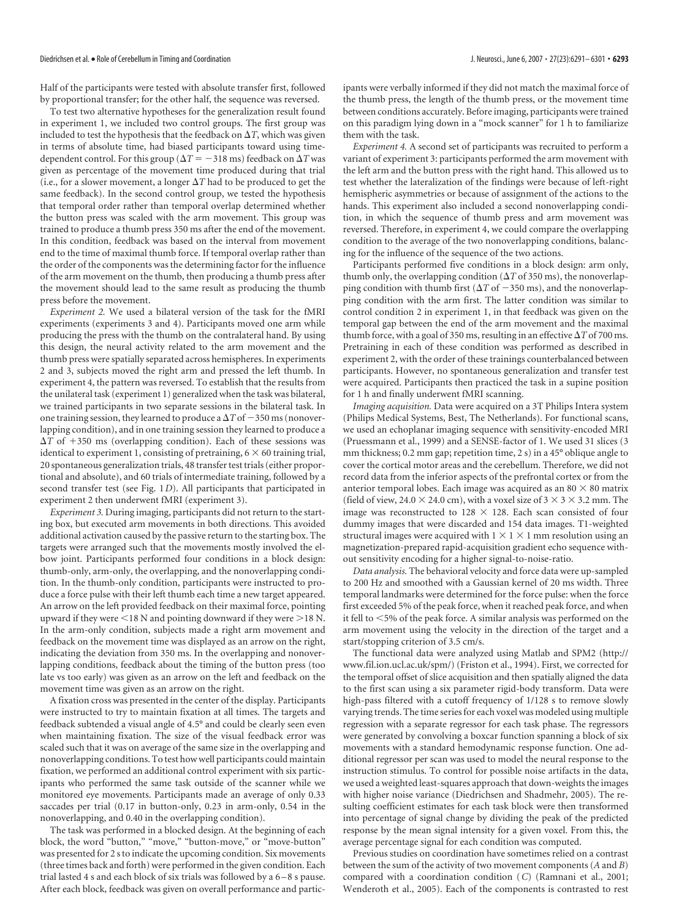Half of the participants were tested with absolute transfer first, followed by proportional transfer; for the other half, the sequence was reversed.

To test two alternative hypotheses for the generalization result found in experiment 1, we included two control groups. The first group was included to test the hypothesis that the feedback on $\Delta T$, which was given in terms of absolute time, had biased participants toward using time-dependent control. For this group ($\Delta T = -318$ ms) feedback on $\Delta T$ was given as percentage of the movement time produced during that trial (i.e., for a slower movement, a longer $\Delta T$ had to be produced to get the same feedback). In the second control group, we tested the hypothesis that temporal order rather than temporal overlap determined whether the button press was scaled with the arm movement. This group was trained to produce a thumb press 350 ms after the end of the movement. In this condition, feedback was based on the interval from movement end to the time of maximal thumb force. If temporal overlap rather than the order of the components was the determining factor for the influence of the arm movement on the thumb, then producing a thumb press after the movement should lead to the same result as producing the thumb press before the movement.

*Experiment 2.* We used a bilateral version of the task for the fMRI experiments (experiments 3 and 4). Participants moved one arm while producing the press with the thumb on the contralateral hand. By using this design, the neural activity related to the arm movement and the thumb press were spatially separated across hemispheres. In experiments 2 and 3, subjects moved the right arm and pressed the left thumb. In experiment 4, the pattern was reversed. To establish that the results from the unilateral task (experiment 1) generalized when the task was bilateral, we trained participants in two separate sessions in the bilateral task. In one training session, they learned to produce a $\Delta T$ of $-350$ ms (nonoverlapping condition), and in one training session they learned to produce a $\Delta T$ of $+350$ ms (overlapping condition). Each of these sessions was identical to experiment 1, consisting of pretraining, $6 \times 60$ training trial, 20 spontaneous generalization trials, 48 transfer test trials (either proportional and absolute), and 60 trials of intermediate training, followed by a second transfer test (see Fig. 1*D*). All participants that participated in experiment 2 then underwent fMRI (experiment 3).

*Experiment 3.* During imaging, participants did not return to the starting box, but executed arm movements in both directions. This avoided additional activation caused by the passive return to the starting box. The targets were arranged such that the movements mostly involved the elbow joint. Participants performed four conditions in a block design: thumb-only, arm-only, the overlapping, and the nonoverlapping condition. In the thumb-only condition, participants were instructed to produce a force pulse with their left thumb each time a new target appeared. An arrow on the left provided feedback on their maximal force, pointing upward if they were <18 N and pointing downward if they were >18 N. In the arm-only condition, subjects made a right arm movement and feedback on the movement time was displayed as an arrow on the right, indicating the deviation from 350 ms. In the overlapping and nonoverlapping conditions, feedback about the timing of the button press (too late vs too early) was given as an arrow on the left and feedback on the movement time was given as an arrow on the right.

A fixation cross was presented in the center of the display. Participants were instructed to try to maintain fixation at all times. The targets and feedback subtended a visual angle of 4.5° and could be clearly seen even when maintaining fixation. The size of the visual feedback error was scaled such that it was on average of the same size in the overlapping and nonoverlapping conditions. To test how well participants could maintain fixation, we performed an additional control experiment with six participants who performed the same task outside of the scanner while we monitored eye movements. Participants made an average of only 0.33 saccades per trial (0.17 in button-only, 0.23 in arm-only, 0.54 in the nonoverlapping, and 0.40 in the overlapping condition).

The task was performed in a blocked design. At the beginning of each block, the word "button," "move," "button-move," or "move-button" was presented for 2 s to indicate the upcoming condition. Six movements (three times back and forth) were performed in the given condition. Each trial lasted 4 s and each block of six trials was followed by a 6–8 s pause. After each block, feedback was given on overall performance and participants were verbally informed if they did not match the maximal force of the thumb press, the length of the thumb press, or the movement time between conditions accurately. Before imaging, participants were trained on this paradigm lying down in a "mock scanner" for 1 h to familiarize them with the task.

*Experiment 4.* A second set of participants was recruited to perform a variant of experiment 3: participants performed the arm movement with the left arm and the button press with the right hand. This allowed us to test whether the lateralization of the findings were because of left-right hemispheric asymmetries or because of assignment of the actions to the hands. This experiment also included a second nonoverlapping condition, in which the sequence of thumb press and arm movement was reversed. Therefore, in experiment 4, we could compare the overlapping condition to the average of the two nonoverlapping conditions, balancing for the influence of the sequence of the two actions.

Participants performed five conditions in a block design: arm only, thumb only, the overlapping condition ($\Delta T$ of 350 ms), the nonoverlapping condition with thumb first ($\Delta T$ of $-350$ ms), and the nonoverlapping condition with the arm first. The latter condition was similar to control condition 2 in experiment 1, in that feedback was given on the temporal gap between the end of the arm movement and the maximal thumb force, with a goal of 350 ms, resulting in an effective $\Delta T$ of 700 ms. Pretraining in each of these condition was performed as described in experiment 2, with the order of these trainings counterbalanced between participants. However, no spontaneous generalization and transfer test were acquired. Participants then practiced the task in a supine position for 1 h and finally underwent fMRI scanning.

*Imaging acquisition.* Data were acquired on a 3T Philips Intera system (Philips Medical Systems, Best, The Netherlands). For functional scans, we used an echoplanar imaging sequence with sensitivity-encoded MRI (Pruessmann et al., 1999) and a SENSE-factor of 1. We used 31 slices (3 mm thickness; 0.2 mm gap; repetition time, 2 s) in a 45° oblique angle to cover the cortical motor areas and the cerebellum. Therefore, we did not record data from the inferior aspects of the prefrontal cortex or from the anterior temporal lobes. Each image was acquired as an $80 \times 80$ matrix (field of view, $24.0 \times 24.0$ cm), with a voxel size of $3 \times 3 \times 3.2$ mm. The image was reconstructed to $128 \times 128$. Each scan consisted of four dummy images that were discarded and 154 data images. T1-weighted structural images were acquired with $1 \times 1 \times 1$ mm resolution using an magnetization-prepared rapid-acquisition gradient echo sequence without sensitivity encoding for a higher signal-to-noise-ratio.

*Data analysis.* The behavioral velocity and force data were up-sampled to 200 Hz and smoothed with a Gaussian kernel of 20 ms width. Three temporal landmarks were determined for the force pulse: when the force first exceeded 5% of the peak force, when it reached peak force, and when it fell to <5% of the peak force. A similar analysis was performed on the arm movement using the velocity in the direction of the target and a start/stopping criterion of 3.5 cm/s.

The functional data were analyzed using Matlab and SPM2 (http://www.fil.ion.ucl.ac.uk/spm/) (Friston et al., 1994). First, we corrected for the temporal offset of slice acquisition and then spatially aligned the data to the first scan using a six parameter rigid-body transform. Data were high-pass filtered with a cutoff frequency of 1/128 s to remove slowly varying trends. The time series for each voxel was modeled using multiple regression with a separate regressor for each task phase. The regressors were generated by convolving a boxcar function spanning a block of six movements with a standard hemodynamic response function. One additional regressor per scan was used to model the neural response to the instruction stimulus. To control for possible noise artifacts in the data, we used a weighted least-squares approach that down-weights the images with higher noise variance (Diedrichsen and Shadmehr, 2005). The resulting coefficient estimates for each task block were then transformed into percentage of signal change by dividing the peak of the predicted response by the mean signal intensity for a given voxel. From this, the average percentage signal for each condition was computed.

Previous studies on coordination have sometimes relied on a contrast between the sum of the activity of two movement components (*A* and *B*) compared with a coordination condition (*C*) (Ramnani et al., 2001; Wenderoth et al., 2005). Each of the components is contrasted to rest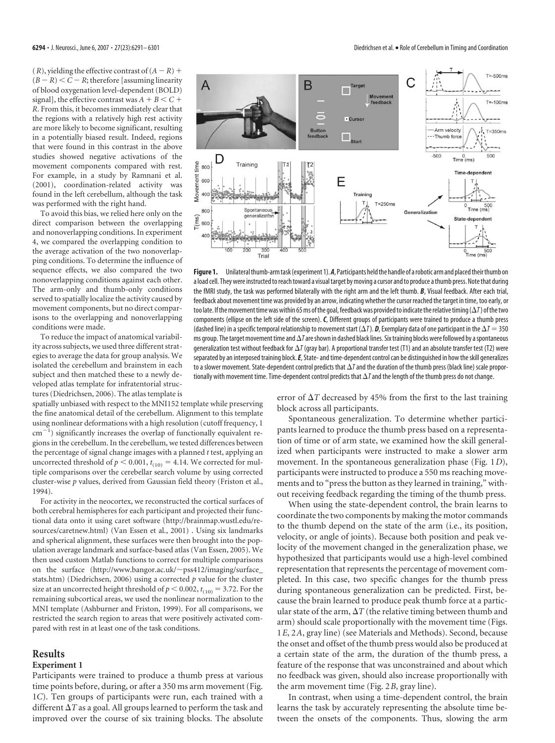($R$), yielding the effective contrast of $(A - R) + (B - R) < C - R$; therefore [assuming linearity of blood oxygenation level-dependent (BOLD) signal], the effective contrast was $A + B < C + R$. From this, it becomes immediately clear that the regions with a relatively high rest activity are more likely to become significant, resulting in a potentially biased result. Indeed, regions that were found in this contrast in the above studies showed negative activations of the movement components compared with rest. For example, in a study by Ramnani et al. (2001), coordination-related activity was found in the left cerebellum, although the task was performed with the right hand.

To avoid this bias, we relied here only on the direct comparison between the overlapping and nonoverlapping conditions. In experiment 4, we compared the overlapping condition to the average activation of the two nonoverlapping conditions. To determine the influence of sequence effects, we also compared the two nonoverlapping conditions against each other. The arm-only and thumb-only conditions served to spatially localize the activity caused by movement components, but no direct comparisons to the overlapping and nonoverlapping conditions were made.

To reduce the impact of anatomical variability across subjects, we used three different strategies to average the data for group analysis. We isolated the cerebellum and brainstem in each subject and then matched these to a newly developed atlas template for infratentorial structures (Diedrichsen, 2006). The atlas template is spatially unbiased with respect to the MNI152 template while preserving the fine anatomical detail of the cerebellum. Alignment to this template using nonlinear deformations with a high resolution (cutoff frequency, 1 $cm^{-1}$) significantly increases the overlap of functionally equivalent regions in the cerebellum. In the cerebellum, we tested differences between the percentage of signal change images with a planned $t$ test, applying an uncorrected threshold of $p < 0.001$, $t_{(10)} = 4.14$. We corrected for multiple comparisons over the cerebellar search volume by using corrected cluster-wise $p$ values, derived from Gaussian field theory (Friston et al., 1994).

For activity in the neocortex, we reconstructed the cortical surfaces of both cerebral hemispheres for each participant and projected their functional data onto it using caret software (http://brainmap.wustl.edu/resources/caretnew.html) (Van Essen et al., 2001) . Using six landmarks and spherical alignment, these surfaces were then brought into the population average landmark and surface-based atlas (Van Essen, 2005). We then used custom Matlab functions to correct for multiple comparisons on the surface (http://www.bangor.ac.uk/~pss412/imaging/surface_stats.htm) (Diedrichsen, 2006) using a corrected $p$ value for the cluster size at an uncorrected height threshold of $p < 0.002$, $t_{(10)} = 3.72$. For the remaining subcortical areas, we used the nonlinear normalization to the MNI template (Ashburner and Friston, 1999). For all comparisons, we restricted the search region to areas that were positively activated compared with rest in at least one of the task conditions.

**Figure 1.** Unilateral thumb-arm task (experiment 1). ***A***, Participants held the handle of a robotic arm and placed their thumb on a load cell. They were instructed to reach toward a visual target by moving a cursor and to produce a thumb press. Note that during the fMRI study, the task was performed bilaterally with the right arm and the left thumb. ***B***, Visual feedback. After each trial, feedback about movement time was provided by an arrow, indicating whether the cursor reached the target in time, too early, or too late. If the movement time was within 65 ms of the goal, feedback was provided to indicate the relative timing ($\Delta T$) of the two components (ellipse on the left side of the screen). ***C***, Different groups of participants were trained to produce a thumb press (dashed line) in a specific temporal relationship to movement start ($\Delta T$). ***D***, Exemplary data of one participant in the $\Delta T = 350$ ms group. The target movement time and $\Delta T$ are shown in dashed black lines. Six training blocks were followed by a spontaneous generalization test without feedback for $\Delta T$ (gray bar). A proportional transfer test (T1) and an absolute transfer test (T2) were separated by an interposed training block. ***E***, State- and time-dependent control can be distinguished in how the skill generalizes to a slower movement. State-dependent control predicts that $\Delta T$ and the duration of the thumb press (black line) scale proportionally with movement time. Time-dependent control predicts that $\Delta T$ and the length of the thumb press do not change.

## Results

### Experiment 1

Participants were trained to produce a thumb press at various time points before, during, or after a 350 ms arm movement (Fig. 1*C*). Ten groups of participants were run, each trained with a different $\Delta T$ as a goal. All groups learned to perform the task and improved over the course of six training blocks. The absolute error of $\Delta T$ decreased by 45% from the first to the last training block across all participants.

Spontaneous generalization. To determine whether participants learned to produce the thumb press based on a representation of time or of arm state, we examined how the skill generalized when participants were instructed to make a slower arm movement. In the spontaneous generalization phase (Fig. 1*D*), participants were instructed to produce a 550 ms reaching movements and to "press the button as they learned in training," without receiving feedback regarding the timing of the thumb press.

When using the state-dependent control, the brain learns to coordinate the two components by making the motor commands to the thumb depend on the state of the arm (i.e., its position, velocity, or angle of joints). Because both position and peak velocity of the movement changed in the generalization phase, we hypothesized that participants would use a high-level combined representation that represents the percentage of movement completed. In this case, two specific changes for the thumb press during spontaneous generalization can be predicted. First, because the brain learned to produce peak thumb force at a particular state of the arm, $\Delta T$ (the relative timing between thumb and arm) should scale proportionally with the movement time (Figs. 1*E*, 2*A*, gray line) (see Materials and Methods). Second, because the onset and offset of the thumb press would also be produced at a certain state of the arm, the duration of the thumb press, a feature of the response that was unconstrained and about which no feedback was given, should also increase proportionally with the arm movement time (Fig. 2*B*, gray line).

In contrast, when using a time-dependent control, the brain learns the task by accurately representing the absolute time between the onsets of the components. Thus, slowing the arm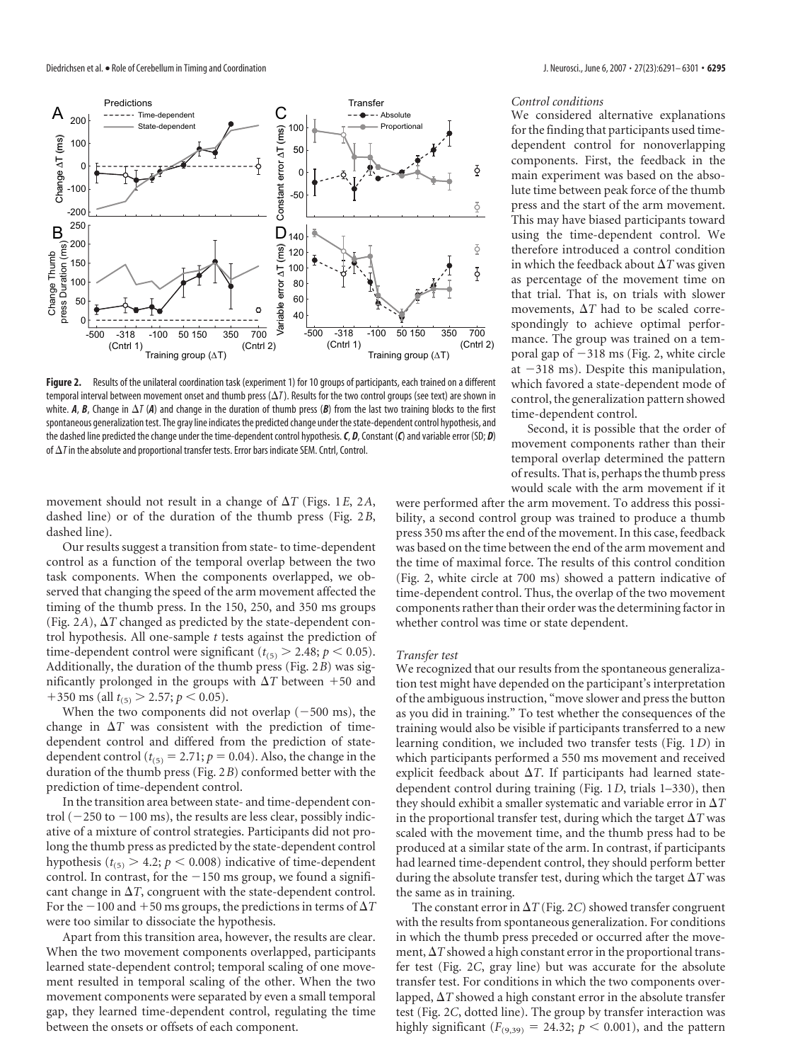**Figure 2.** Results of the unilateral coordination task (experiment 1) for 10 groups of participants, each trained on a different temporal interval between movement onset and thumb press ($\Delta T$). Results for the two control groups (see text) are shown in white. ***A***, ***B***, Change in $\Delta T$ (***A***) and change in the duration of thumb press (***B***) from the last two training blocks to the first spontaneous generalization test. The gray line indicates the predicted change under the state-dependent control hypothesis, and the dashed line predicted the change under the time-dependent control hypothesis. ***C***, ***D***, Constant (***C***) and variable error (SD; ***D***) of $\Delta T$ in the absolute and proportional transfer tests. Error bars indicate SEM. Cntrl, Control.

movement should not result in a change of $\Delta T$ (Figs. 1*E*, 2*A*, dashed line) or of the duration of the thumb press (Fig. 2*B*, dashed line).

Our results suggest a transition from state- to time-dependent control as a function of the temporal overlap between the two task components. When the components overlapped, we observed that changing the speed of the arm movement affected the timing of the thumb press. In the 150, 250, and 350 ms groups (Fig. 2*A*), $\Delta T$ changed as predicted by the state-dependent control hypothesis. All one-sample *t* tests against the prediction of time-dependent control were significant ($t_{(5)} > 2.48$; $p < 0.05$). Additionally, the duration of the thumb press (Fig. 2*B*) was significantly prolonged in the groups with $\Delta T$ between +50 and +350 ms (all $t_{(5)} > 2.57$; $p < 0.05$).

When the two components did not overlap (−500 ms), the change in $\Delta T$ was consistent with the prediction of time-dependent control and differed from the prediction of state-dependent control ($t_{(5)} = 2.71$; $p = 0.04$). Also, the change in the duration of the thumb press (Fig. 2*B*) conformed better with the prediction of time-dependent control.

In the transition area between state- and time-dependent control (−250 to −100 ms), the results are less clear, possibly indicative of a mixture of control strategies. Participants did not prolong the thumb press as predicted by the state-dependent control hypothesis ($t_{(5)} > 4.2$; $p < 0.008$) indicative of time-dependent control. In contrast, for the −150 ms group, we found a significant change in $\Delta T$, congruent with the state-dependent control. For the −100 and +50 ms groups, the predictions in terms of $\Delta T$ were too similar to dissociate the hypothesis.

Apart from this transition area, however, the results are clear. When the two movement components overlapped, participants learned state-dependent control; temporal scaling of one movement resulted in temporal scaling of the other. When the two movement components were separated by even a small temporal gap, they learned time-dependent control, regulating the time between the onsets or offsets of each component.

### *Control conditions*

We considered alternative explanations for the finding that participants used time-dependent control for nonoverlapping components. First, the feedback in the main experiment was based on the absolute time between peak force of the thumb press and the start of the arm movement. This may have biased participants toward using the time-dependent control. We therefore introduced a control condition in which the feedback about $\Delta T$ was given as percentage of the movement time on that trial. That is, on trials with slower movements, $\Delta T$ had to be scaled correspondingly to achieve optimal performance. The group was trained on a temporal gap of −318 ms (Fig. 2, white circle at −318 ms). Despite this manipulation, which favored a state-dependent mode of control, the generalization pattern showed time-dependent control.

Second, it is possible that the order of movement components rather than their temporal overlap determined the pattern of results. That is, perhaps the thumb press would scale with the arm movement if it were performed after the arm movement. To address this possibility, a second control group was trained to produce a thumb press 350 ms after the end of the movement. In this case, feedback was based on the time between the end of the arm movement and the time of maximal force. The results of this control condition (Fig. 2, white circle at 700 ms) showed a pattern indicative of time-dependent control. Thus, the overlap of the two movement components rather than their order was the determining factor in whether control was time or state dependent.

### *Transfer test*

We recognized that our results from the spontaneous generalization test might have depended on the participant's interpretation of the ambiguous instruction, "move slower and press the button as you did in training." To test whether the consequences of the training would also be visible if participants transferred to a new learning condition, we included two transfer tests (Fig. 1*D*) in which participants performed a 550 ms movement and received explicit feedback about $\Delta T$. If participants had learned state-dependent control during training (Fig. 1*D*, trials 1–330), then they should exhibit a smaller systematic and variable error in $\Delta T$ in the proportional transfer test, during which the target $\Delta T$ was scaled with the movement time, and the thumb press had to be produced at a similar state of the arm. In contrast, if participants had learned time-dependent control, they should perform better during the absolute transfer test, during which the target $\Delta T$ was the same as in training.

The constant error in $\Delta T$ (Fig. 2*C*) showed transfer congruent with the results from spontaneous generalization. For conditions in which the thumb press preceded or occurred after the movement, $\Delta T$ showed a high constant error in the proportional transfer test (Fig. 2*C*, gray line) but was accurate for the absolute transfer test. For conditions in which the two components overlapped, $\Delta T$ showed a high constant error in the absolute transfer test (Fig. 2*C*, dotted line). The group by transfer interaction was highly significant ($F_{(9,39)} = 24.32$; $p < 0.001$), and the pattern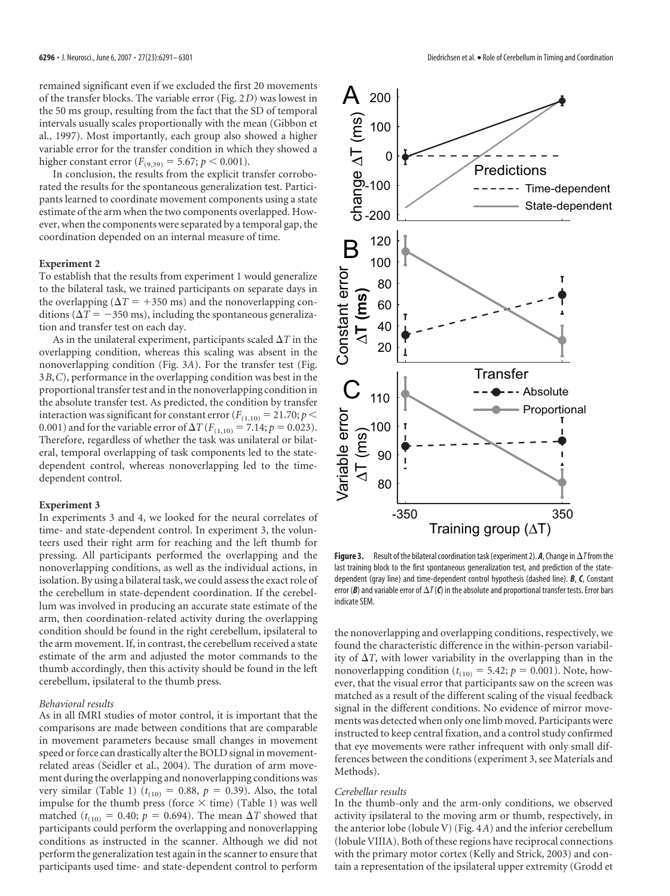remained significant even if we excluded the first 20 movements of the transfer blocks. The variable error (Fig. 2*D*) was lowest in the 50 ms group, resulting from the fact that the SD of temporal intervals usually scales proportionally with the mean (Gibbon et al., 1997). Most importantly, each group also showed a higher variable error for the transfer condition in which they showed a higher constant error ($F_{(9,39)} = 5.67$; $p < 0.001$).

In conclusion, the results from the explicit transfer corroborated the results for the spontaneous generalization test. Participants learned to coordinate movement components using a state estimate of the arm when the two components overlapped. However, when the components were separated by a temporal gap, the coordination depended on an internal measure of time.

### Experiment 2

To establish that the results from experiment 1 would generalize to the bilateral task, we trained participants on separate days in the overlapping ($\Delta T = +350$ ms) and the nonoverlapping conditions ($\Delta T = -350$ ms), including the spontaneous generalization and transfer test on each day.

As in the unilateral experiment, participants scaled $\Delta T$ in the overlapping condition, whereas this scaling was absent in the nonoverlapping condition (Fig. 3*A*). For the transfer test (Fig. 3*B*,*C*), performance in the overlapping condition was best in the proportional transfer test and in the nonoverlapping condition in the absolute transfer test. As predicted, the condition by transfer interaction was significant for constant error ($F_{(1,10)} = 21.70$; $p < 0.001$) and for the variable error of $\Delta T$ ($F_{(1,10)} = 7.14$; $p = 0.023$). Therefore, regardless of whether the task was unilateral or bilateral, temporal overlapping of task components led to the state-dependent control, whereas nonoverlapping led to the time-dependent control.

### Experiment 3

In experiments 3 and 4, we looked for the neural correlates of time- and state-dependent control. In experiment 3, the volunteers used their right arm for reaching and the left thumb for pressing. All participants performed the overlapping and the nonoverlapping conditions, as well as the individual actions, in isolation. By using a bilateral task, we could assess the exact role of the cerebellum in state-dependent coordination. If the cerebellum was involved in producing an accurate state estimate of the arm, then coordination-related activity during the overlapping condition should be found in the right cerebellum, ipsilateral to the arm movement. If, in contrast, the cerebellum received a state estimate of the arm and adjusted the motor commands to the thumb accordingly, then this activity should be found in the left cerebellum, ipsilateral to the thumb press.

#### *Behavioral results*

As in all fMRI studies of motor control, it is important that the comparisons are made between conditions that are comparable in movement parameters because small changes in movement speed or force can drastically alter the BOLD signal in movement-related areas (Seidler et al., 2004). The duration of arm movement during the overlapping and nonoverlapping conditions was very similar (Table 1) ($t_{(10)} = 0.88$, $p = 0.39$). Also, the total impulse for the thumb press (force × time) (Table 1) was well matched ($t_{(10)} = 0.40$; $p = 0.694$). The mean $\Delta T$ showed that participants could perform the overlapping and nonoverlapping conditions as instructed in the scanner. Although we did not perform the generalization test again in the scanner to ensure that participants used time- and state-dependent control to perform the nonoverlapping and overlapping conditions, respectively, we found the characteristic difference in the within-person variability of $\Delta T$, with lower variability in the overlapping than in the nonoverlapping condition ($t_{(10)} = 5.42$; $p = 0.001$). Note, however, that the visual error that participants saw on the screen was matched as a result of the different scaling of the visual feedback signal in the different conditions. No evidence of mirror movements was detected when only one limb moved. Participants were instructed to keep central fixation, and a control study confirmed that eye movements were rather infrequent with only small differences between the conditions (experiment 3, see Materials and Methods).

**Figure 3.** Result of the bilateral coordination task (experiment 2). ***A***, Change in $\Delta T$ from the last training block to the first spontaneous generalization test, and prediction of the state-dependent (gray line) and time-dependent control hypothesis (dashed line). ***B***, ***C***, Constant error (***B***) and variable error of $\Delta T$ (***C***) in the absolute and proportional transfer tests. Error bars indicate SEM.

#### *Cerebellar results*

In the thumb-only and the arm-only conditions, we observed activity ipsilateral to the moving arm or thumb, respectively, in the anterior lobe (lobule V) (Fig. 4*A*) and the inferior cerebellum (lobule VIIIA). Both of these regions have reciprocal connections with the primary motor cortex (Kelly and Strick, 2003) and contain a representation of the ipsilateral upper extremity (Grodd et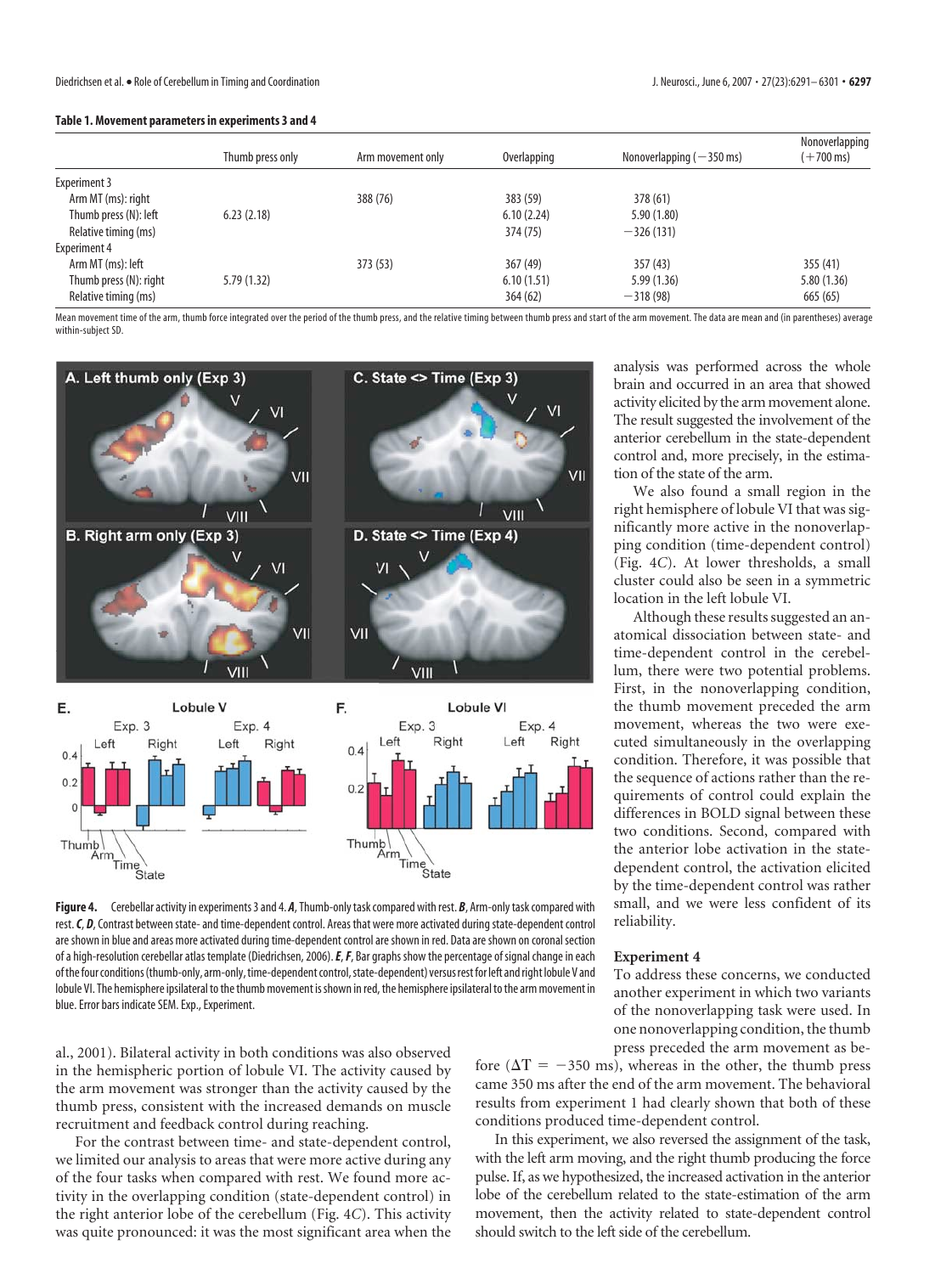**Table 1. Movement parameters in experiments 3 and 4**

| | Thumb press only | Arm movement only | Overlapping | Nonoverlapping (−350 ms) | Nonoverlapping (+700 ms) |
|---|---|---|---|---|---|
| Experiment 3 | | | | | |
| Arm MT (ms): right | | 388 (76) | 383 (59) | 378 (61) | |
| Thumb press (N): left | 6.23 (2.18) | | 6.10 (2.24) | 5.90 (1.80) | |
| Relative timing (ms) | | | 374 (75) | −326 (131) | |
| Experiment 4 | | | | | |
| Arm MT (ms): left | | 373 (53) | 367 (49) | 357 (43) | 355 (41) |
| Thumb press (N): right | 5.79 (1.32) | | 6.10 (1.51) | 5.99 (1.36) | 5.80 (1.36) |
| Relative timing (ms) | | | 364 (62) | −318 (98) | 665 (65) |

Mean movement time of the arm, thumb force integrated over the period of the thumb press, and the relative timing between thumb press and start of the arm movement. The data are mean and (in parentheses) average within-subject SD.

**Figure 4.** Cerebellar activity in experiments 3 and 4. ***A***, Thumb-only task compared with rest. ***B***, Arm-only task compared with rest. ***C***, ***D***, Contrast between state- and time-dependent control. Areas that were more activated during state-dependent control are shown in blue and areas more activated during time-dependent control are shown in red. Data are shown on coronal section of a high-resolution cerebellar atlas template (Diedrichsen, 2006). ***E***, ***F***, Bar graphs show the percentage of signal change in each of the four conditions (thumb-only, arm-only, time-dependent control, state-dependent) versus rest for left and right lobule V and lobule VI. The hemisphere ipsilateral to the thumb movement is shown in red, the hemisphere ipsilateral to the arm movement in blue. Error bars indicate SEM. Exp., Experiment.

al., 2001). Bilateral activity in both conditions was also observed in the hemispheric portion of lobule VI. The activity caused by the arm movement was stronger than the activity caused by the thumb press, consistent with the increased demands on muscle recruitment and feedback control during reaching.

For the contrast between time- and state-dependent control, we limited our analysis to areas that were more active during any of the four tasks when compared with rest. We found more activity in the overlapping condition (state-dependent control) in the right anterior lobe of the cerebellum (Fig. 4*C*). This activity was quite pronounced: it was the most significant area when the analysis was performed across the whole brain and occurred in an area that showed activity elicited by the arm movement alone. The result suggested the involvement of the anterior cerebellum in the state-dependent control and, more precisely, in the estimation of the state of the arm.

We also found a small region in the right hemisphere of lobule VI that was significantly more active in the nonoverlapping condition (time-dependent control) (Fig. 4*C*). At lower thresholds, a small cluster could also be seen in a symmetric location in the left lobule VI.

Although these results suggested an anatomical dissociation between state- and time-dependent control in the cerebellum, there were two potential problems. First, in the nonoverlapping condition, the thumb movement preceded the arm movement, whereas the two were executed simultaneously in the overlapping condition. Therefore, it was possible that the sequence of actions rather than the requirements of control could explain the differences in BOLD signal between these two conditions. Second, compared with the anterior lobe activation in the state-dependent control, the activation elicited by the time-dependent control was rather small, and we were less confident of its reliability.

### Experiment 4

To address these concerns, we conducted another experiment in which two variants of the nonoverlapping task were used. In one nonoverlapping condition, the thumb press preceded the arm movement as before ($\Delta T = -350$ ms), whereas in the other, the thumb press came 350 ms after the end of the arm movement. The behavioral results from experiment 1 had clearly shown that both of these conditions produced time-dependent control.

In this experiment, we also reversed the assignment of the task, with the left arm moving, and the right thumb producing the force pulse. If, as we hypothesized, the increased activation in the anterior lobe of the cerebellum related to the state-estimation of the arm movement, then the activity related to state-dependent control should switch to the left side of the cerebellum.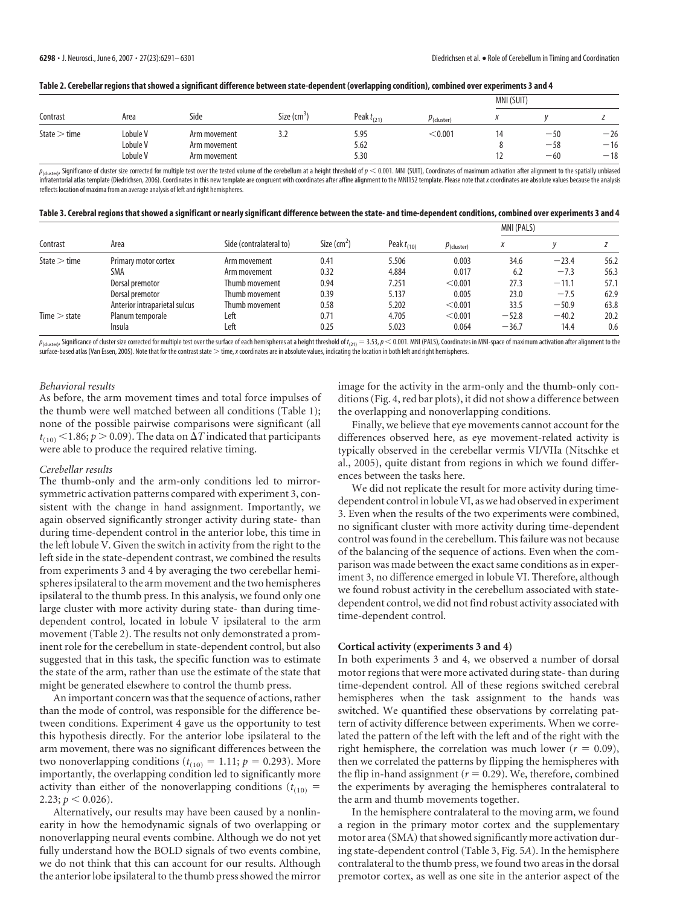**Table 2. Cerebellar regions that showed a significant difference between state-dependent (overlapping condition), combined over experiments 3 and 4**

| Contrast | Area | Side | Size (cm$^3$) | Peak $t_{(21)}$ | $p_{(cluster)}$ | MNI (SUIT) | | |
|---|---|---|---|---|---|---|---|---|
| | | | | | | $x$ | $y$ | $z$ |
| State > time | Lobule V | Arm movement | 3.2 | 5.95 | <0.001 | 14 | −50 | −26 |
| | Lobule V | Arm movement | | 5.62 | | 8 | −58 | −16 |
| | Lobule V | Arm movement | | 5.30 | | 12 | −60 | −18 |

$p_{(cluster)}$, Significance of cluster size corrected for multiple test over the tested volume of the cerebellum at a height threshold of $p < 0.001$. MNI (SUIT), Coordinates of maximum activation after alignment to the spatially unbiased infratentorial atlas template (Diedrichsen, 2006). Coordinates in this new template are congruent with coordinates after affine alignment to the MNI152 template. Please note that $x$ coordinates are absolute values because the analysis reflects location of maxima from an average analysis of left and right hemispheres.

**Table 3. Cerebral regions that showed a significant or nearly significant difference between the state- and time-dependent conditions, combined over experiments 3 and 4**

| Contrast | Area | Side (contralateral to) | Size (cm$^2$) | Peak $t_{(10)}$ | $p_{(cluster)}$ | MNI (PALS) | | |
|---|---|---|---|---|---|---|---|---|
| | | | | | | $x$ | $y$ | $z$ |
| State > time | Primary motor cortex | Arm movement | 0.41 | 5.506 | 0.003 | 34.6 | −23.4 | 56.2 |
| | SMA | Arm movement | 0.32 | 4.884 | 0.017 | 6.2 | −7.3 | 56.3 |
| | Dorsal premotor | Thumb movement | 0.94 | 7.251 | <0.001 | 27.3 | −11.1 | 57.1 |
| | Dorsal premotor | Thumb movement | 0.39 | 5.137 | 0.005 | 23.0 | −7.5 | 62.9 |
| | Anterior intraparietal sulcus | Thumb movement | 0.58 | 5.202 | <0.001 | 33.5 | −50.9 | 63.8 |
| Time > state | Planum temporale | Left | 0.71 | 4.705 | <0.001 | −52.8 | −40.2 | 20.2 |
| | Insula | Left | 0.25 | 5.023 | 0.064 | −36.7 | 14.4 | 0.6 |

$p_{(cluster)}$, Significance of cluster size corrected for multiple test over the surface of each hemispheres at a height threshold of $t_{(21)} = 3.53$, $p < 0.001$. MNI (PALS), Coordinates in MNI-space of maximum activation after alignment to the surface-based atlas (Van Essen, 2005). Note that for the contrast state > time, $x$ coordinates are in absolute values, indicating the location in both left and right hemispheres.

*Behavioral results*

As before, the arm movement times and total force impulses of the thumb were well matched between all conditions (Table 1); none of the possible pairwise comparisons were significant (all $t_{(10)} < 1.86$; $p > 0.09$). The data on $\Delta T$ indicated that participants were able to produce the required relative timing.

*Cerebellar results*

The thumb-only and the arm-only conditions led to mirror-symmetric activation patterns compared with experiment 3, consistent with the change in hand assignment. Importantly, we again observed significantly stronger activity during state- than during time-dependent control in the anterior lobe, this time in the left lobule V. Given the switch in activity from the right to the left side in the state-dependent contrast, we combined the results from experiments 3 and 4 by averaging the two cerebellar hemispheres ipsilateral to the arm movement and the two hemispheres ipsilateral to the thumb press. In this analysis, we found only one large cluster with more activity during state- than during time-dependent control, located in lobule V ipsilateral to the arm movement (Table 2). The results not only demonstrated a prominent role for the cerebellum in state-dependent control, but also suggested that in this task, the specific function was to estimate the state of the arm, rather than use the estimate of the state that might be generated elsewhere to control the thumb press.

An important concern was that the sequence of actions, rather than the mode of control, was responsible for the difference between conditions. Experiment 4 gave us the opportunity to test this hypothesis directly. For the anterior lobe ipsilateral to the arm movement, there was no significant differences between the two nonoverlapping conditions ($t_{(10)} = 1.11$; $p = 0.293$). More importantly, the overlapping condition led to significantly more activity than either of the nonoverlapping conditions ($t_{(10)} = 2.23$; $p < 0.026$).

Alternatively, our results may have been caused by a nonlinearity in how the hemodynamic signals of two overlapping or nonoverlapping neural events combine. Although we do not yet fully understand how the BOLD signals of two events combine, we do not think that this can account for our results. Although the anterior lobe ipsilateral to the thumb press showed the mirror image for the activity in the arm-only and the thumb-only conditions (Fig. 4, red bar plots), it did not show a difference between the overlapping and nonoverlapping conditions.

Finally, we believe that eye movements cannot account for the differences observed here, as eye movement-related activity is typically observed in the cerebellar vermis VI/VIIa (Nitschke et al., 2005), quite distant from regions in which we found differences between the tasks here.

We did not replicate the result for more activity during time-dependent control in lobule VI, as we had observed in experiment 3. Even when the results of the two experiments were combined, no significant cluster with more activity during time-dependent control was found in the cerebellum. This failure was not because of the balancing of the sequence of actions. Even when the comparison was made between the exact same conditions as in experiment 3, no difference emerged in lobule VI. Therefore, although we found robust activity in the cerebellum associated with state-dependent control, we did not find robust activity associated with time-dependent control.

**Cortical activity (experiments 3 and 4)**

In both experiments 3 and 4, we observed a number of dorsal motor regions that were more activated during state- than during time-dependent control. All of these regions switched cerebral hemispheres when the task assignment to the hands was switched. We quantified these observations by correlating pattern of activity difference between experiments. When we correlated the pattern of the left with the left and of the right with the right hemisphere, the correlation was much lower ($r = 0.09$), then we correlated the patterns by flipping the hemispheres with the flip in-hand assignment ($r = 0.29$). We, therefore, combined the experiments by averaging the hemispheres contralateral to the arm and thumb movements together.

In the hemisphere contralateral to the moving arm, we found a region in the primary motor cortex and the supplementary motor area (SMA) that showed significantly more activation during state-dependent control (Table 3, Fig. 5*A*). In the hemisphere contralateral to the thumb press, we found two areas in the dorsal premotor cortex, as well as one site in the anterior aspect of the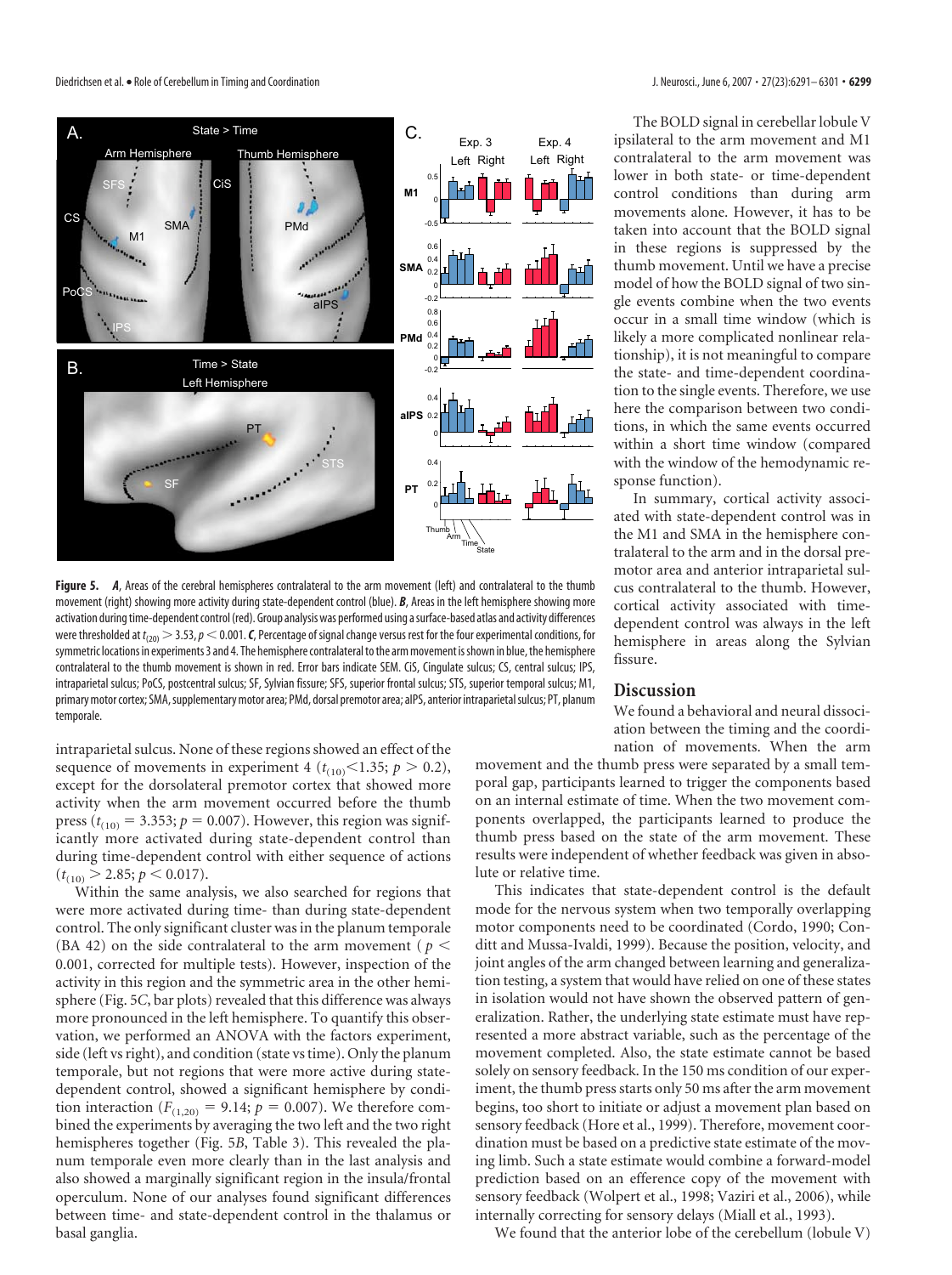**Figure 5.** ***A***, Areas of the cerebral hemispheres contralateral to the arm movement (left) and contralateral to the thumb movement (right) showing more activity during state-dependent control (blue). ***B***, Areas in the left hemisphere showing more activation during time-dependent control (red). Group analysis was performed using a surface-based atlas and activity differences were thresholded at $t_{(20)} > 3.53$, $p < 0.001$. ***C***, Percentage of signal change versus rest for the four experimental conditions, for symmetric locations in experiments 3 and 4. The hemisphere contralateral to the arm movement is shown in blue, the hemisphere contralateral to the thumb movement is shown in red. Error bars indicate SEM. CiS, Cingulate sulcus; CS, central sulcus; IPS, intraparietal sulcus; PoCS, postcentral sulcus; SF, Sylvian fissure; SFS, superior frontal sulcus; STS, superior temporal sulcus; M1, primary motor cortex; SMA, supplementary motor area; PMd, dorsal premotor area; aIPS, anterior intraparietal sulcus; PT, planum temporale.

intraparietal sulcus. None of these regions showed an effect of the sequence of movements in experiment 4 ($t_{(10)} < 1.35$; $p > 0.2$), except for the dorsolateral premotor cortex that showed more activity when the arm movement occurred before the thumb press ($t_{(10)} = 3.353$; $p = 0.007$). However, this region was significantly more activated during state-dependent control than during time-dependent control with either sequence of actions ($t_{(10)} > 2.85$; $p < 0.017$).

Within the same analysis, we also searched for regions that were more activated during time- than during state-dependent control. The only significant cluster was in the planum temporale (BA 42) on the side contralateral to the arm movement ($p < 0.001$, corrected for multiple tests). However, inspection of the activity in this region and the symmetric area in the other hemisphere (Fig. 5*C*, bar plots) revealed that this difference was always more pronounced in the left hemisphere. To quantify this observation, we performed an ANOVA with the factors experiment, side (left vs right), and condition (state vs time). Only the planum temporale, but not regions that were more active during state-dependent control, showed a significant hemisphere by condition interaction ($F_{(1,20)} = 9.14$; $p = 0.007$). We therefore combined the experiments by averaging the two left and the two right hemispheres together (Fig. 5*B*, Table 3). This revealed the planum temporale even more clearly than in the last analysis and also showed a marginally significant region in the insula/frontal operculum. None of our analyses found significant differences between time- and state-dependent control in the thalamus or basal ganglia.

The BOLD signal in cerebellar lobule V ipsilateral to the arm movement and M1 contralateral to the arm movement was lower in both state- or time-dependent control conditions than during arm movements alone. However, it has to be taken into account that the BOLD signal in these regions is suppressed by the thumb movement. Until we have a precise model of how the BOLD signal of two single events combine when the two events occur in a small time window (which is likely a more complicated nonlinear relationship), it is not meaningful to compare the state- and time-dependent coordination to the single events. Therefore, we use here the comparison between two conditions, in which the same events occurred within a short time window (compared with the window of the hemodynamic response function).

In summary, cortical activity associated with state-dependent control was in the M1 and SMA in the hemisphere contralateral to the arm and in the dorsal premotor area and anterior intraparietal sulcus contralateral to the thumb. However, cortical activity associated with time-dependent control was always in the left hemisphere in areas along the Sylvian fissure.

## Discussion

We found a behavioral and neural dissociation between the timing and the coordination of movements. When the arm movement and the thumb press were separated by a small temporal gap, participants learned to trigger the components based on an internal estimate of time. When the two movement components overlapped, the participants learned to produce the thumb press based on the state of the arm movement. These results were independent of whether feedback was given in absolute or relative time.

This indicates that state-dependent control is the default mode for the nervous system when two temporally overlapping motor components need to be coordinated (Cordo, 1990; Conditt and Mussa-Ivaldi, 1999). Because the position, velocity, and joint angles of the arm changed between learning and generalization testing, a system that would have relied on one of these states in isolation would not have shown the observed pattern of generalization. Rather, the underlying state estimate must have represented a more abstract variable, such as the percentage of the movement completed. Also, the state estimate cannot be based solely on sensory feedback. In the 150 ms condition of our experiment, the thumb press starts only 50 ms after the arm movement begins, too short to initiate or adjust a movement plan based on sensory feedback (Hore et al., 1999). Therefore, movement coordination must be based on a predictive state estimate of the moving limb. Such a state estimate would combine a forward-model prediction based on an efference copy of the movement with sensory feedback (Wolpert et al., 1998; Vaziri et al., 2006), while internally correcting for sensory delays (Miall et al., 1993).

We found that the anterior lobe of the cerebellum (lobule V)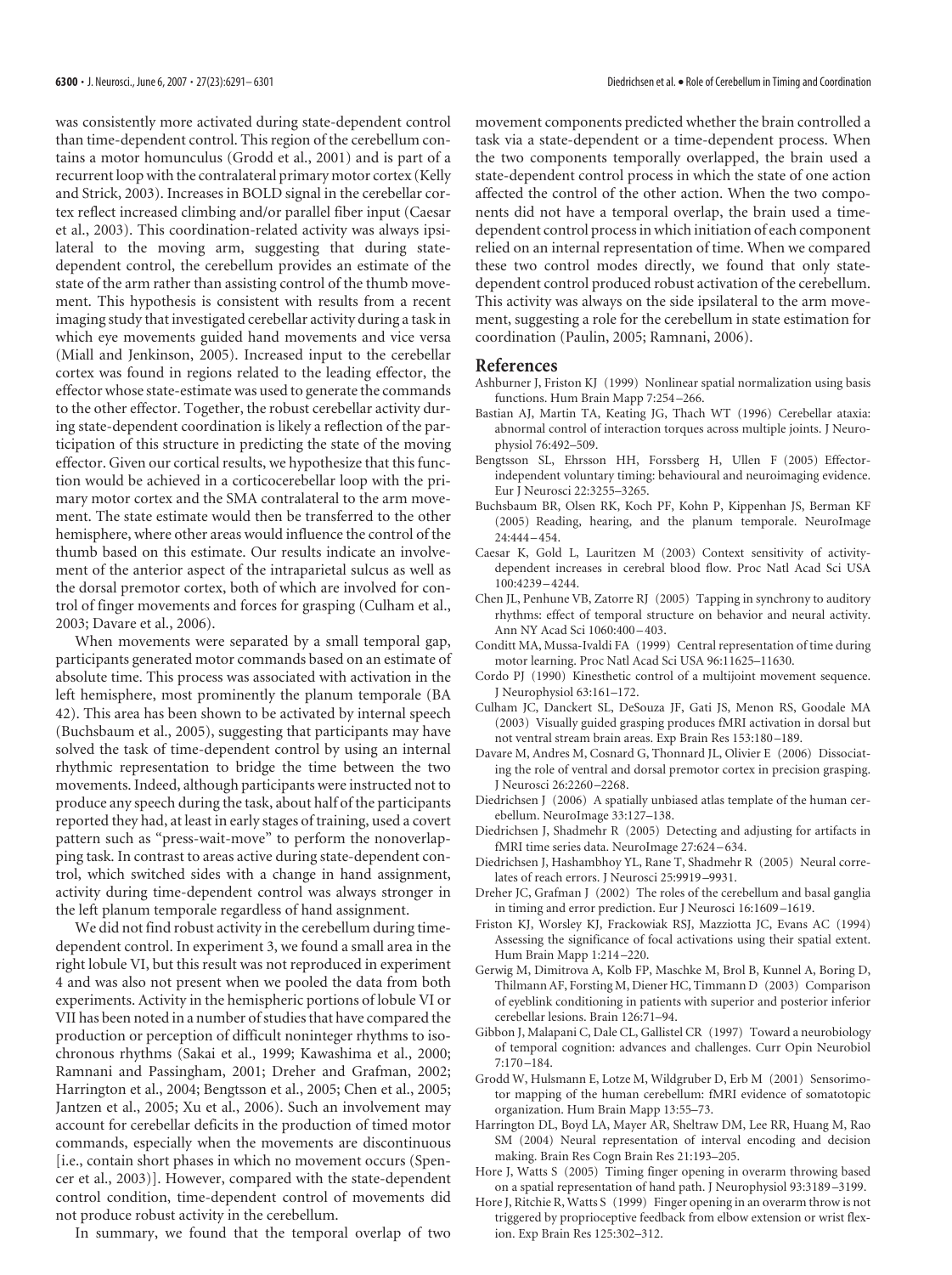was consistently more activated during state-dependent control than time-dependent control. This region of the cerebellum contains a motor homunculus (Grodd et al., 2001) and is part of a recurrent loop with the contralateral primary motor cortex (Kelly and Strick, 2003). Increases in BOLD signal in the cerebellar cortex reflect increased climbing and/or parallel fiber input (Caesar et al., 2003). This coordination-related activity was always ipsilateral to the moving arm, suggesting that during state-dependent control, the cerebellum provides an estimate of the state of the arm rather than assisting control of the thumb movement. This hypothesis is consistent with results from a recent imaging study that investigated cerebellar activity during a task in which eye movements guided hand movements and vice versa (Miall and Jenkinson, 2005). Increased input to the cerebellar cortex was found in regions related to the leading effector, the effector whose state-estimate was used to generate the commands to the other effector. Together, the robust cerebellar activity during state-dependent coordination is likely a reflection of the participation of this structure in predicting the state of the moving effector. Given our cortical results, we hypothesize that this function would be achieved in a corticocerebellar loop with the primary motor cortex and the SMA contralateral to the arm movement. The state estimate would then be transferred to the other hemisphere, where other areas would influence the control of the thumb based on this estimate. Our results indicate an involvement of the anterior aspect of the intraparietal sulcus as well as the dorsal premotor cortex, both of which are involved for control of finger movements and forces for grasping (Culham et al., 2003; Davare et al., 2006).

When movements were separated by a small temporal gap, participants generated motor commands based on an estimate of absolute time. This process was associated with activation in the left hemisphere, most prominently the planum temporale (BA 42). This area has been shown to be activated by internal speech (Buchsbaum et al., 2005), suggesting that participants may have solved the task of time-dependent control by using an internal rhythmic representation to bridge the time between the two movements. Indeed, although participants were instructed not to produce any speech during the task, about half of the participants reported they had, at least in early stages of training, used a covert pattern such as "press-wait-move" to perform the nonoverlapping task. In contrast to areas active during state-dependent control, which switched sides with a change in hand assignment, activity during time-dependent control was always stronger in the left planum temporale regardless of hand assignment.

We did not find robust activity in the cerebellum during time-dependent control. In experiment 3, we found a small area in the right lobule VI, but this result was not reproduced in experiment 4 and was also not present when we pooled the data from both experiments. Activity in the hemispheric portions of lobule VI or VII has been noted in a number of studies that have compared the production or perception of difficult noninteger rhythms to isochronous rhythms (Sakai et al., 1999; Kawashima et al., 2000; Ramnani and Passingham, 2001; Dreher and Grafman, 2002; Harrington et al., 2004; Bengtsson et al., 2005; Chen et al., 2005; Jantzen et al., 2005; Xu et al., 2006). Such an involvement may account for cerebellar deficits in the production of timed motor commands, especially when the movements are discontinuous [i.e., contain short phases in which no movement occurs (Spencer et al., 2003)]. However, compared with the state-dependent control condition, time-dependent control of movements did not produce robust activity in the cerebellum.

In summary, we found that the temporal overlap of two movement components predicted whether the brain controlled a task via a state-dependent or a time-dependent process. When the two components temporally overlapped, the brain used a state-dependent control process in which the state of one action affected the control of the other action. When the two components did not have a temporal overlap, the brain used a time-dependent control process in which initiation of each component relied on an internal representation of time. When we compared these two control modes directly, we found that only state-dependent control produced robust activation of the cerebellum. This activity was always on the side ipsilateral to the arm movement, suggesting a role for the cerebellum in state estimation for coordination (Paulin, 2005; Ramnani, 2006).

## References

Ashburner J, Friston KJ (1999) Nonlinear spatial normalization using basis functions. Hum Brain Mapp 7:254–266.

Bastian AJ, Martin TA, Keating JG, Thach WT (1996) Cerebellar ataxia: abnormal control of interaction torques across multiple joints. J Neurophysiol 76:492–509.

Bengtsson SL, Ehrsson HH, Forssberg H, Ullen F (2005) Effector-independent voluntary timing: behavioural and neuroimaging evidence. Eur J Neurosci 22:3255–3265.

Buchsbaum BR, Olsen RK, Koch PF, Kohn P, Kippenhan JS, Berman KF (2005) Reading, hearing, and the planum temporale. NeuroImage 24:444–454.

Caesar K, Gold L, Lauritzen M (2003) Context sensitivity of activity-dependent increases in cerebral blood flow. Proc Natl Acad Sci USA 100:4239–4244.

Chen JL, Penhune VB, Zatorre RJ (2005) Tapping in synchrony to auditory rhythms: effect of temporal structure on behavior and neural activity. Ann NY Acad Sci 1060:400–403.

Conditt MA, Mussa-Ivaldi FA (1999) Central representation of time during motor learning. Proc Natl Acad Sci USA 96:11625–11630.

Cordo PJ (1990) Kinesthetic control of a multijoint movement sequence. J Neurophysiol 63:161–172.

Culham JC, Danckert SL, DeSouza JF, Gati JS, Menon RS, Goodale MA (2003) Visually guided grasping produces fMRI activation in dorsal but not ventral stream brain areas. Exp Brain Res 153:180–189.

Davare M, Andres M, Cosnard G, Thonnard JL, Olivier E (2006) Dissociating the role of ventral and dorsal premotor cortex in precision grasping. J Neurosci 26:2260–2268.

Diedrichsen J (2006) A spatially unbiased atlas template of the human cerebellum. NeuroImage 33:127–138.

Diedrichsen J, Shadmehr R (2005) Detecting and adjusting for artifacts in fMRI time series data. NeuroImage 27:624–634.

Diedrichsen J, Hashambhoy YL, Rane T, Shadmehr R (2005) Neural correlates of reach errors. J Neurosci 25:9919–9931.

Dreher JC, Grafman J (2002) The roles of the cerebellum and basal ganglia in timing and error prediction. Eur J Neurosci 16:1609–1619.

Friston KJ, Worsley KJ, Frackowiak RSJ, Mazziotta JC, Evans AC (1994) Assessing the significance of focal activations using their spatial extent. Hum Brain Mapp 1:214–220.

Gerwig M, Dimitrova A, Kolb FP, Maschke M, Brol B, Kunnel A, Boring D, Thilmann AF, Forsting M, Diener HC, Timmann D (2003) Comparison of eyeblink conditioning in patients with superior and posterior inferior cerebellar lesions. Brain 126:71–94.

Gibbon J, Malapani C, Dale CL, Gallistel CR (1997) Toward a neurobiology of temporal cognition: advances and challenges. Curr Opin Neurobiol 7:170–184.

Grodd W, Hulsmann E, Lotze M, Wildgruber D, Erb M (2001) Sensorimotor mapping of the human cerebellum: fMRI evidence of somatotopic organization. Hum Brain Mapp 13:55–73.

Harrington DL, Boyd LA, Mayer AR, Sheltraw DM, Lee RR, Huang M, Rao SM (2004) Neural representation of interval encoding and decision making. Brain Res Cogn Brain Res 21:193–205.

Hore J, Watts S (2005) Timing finger opening in overarm throwing based on a spatial representation of hand path. J Neurophysiol 93:3189–3199.

Hore J, Ritchie R, Watts S (1999) Finger opening in an overarm throw is not triggered by proprioceptive feedback from elbow extension or wrist flexion. Exp Brain Res 125:302–312.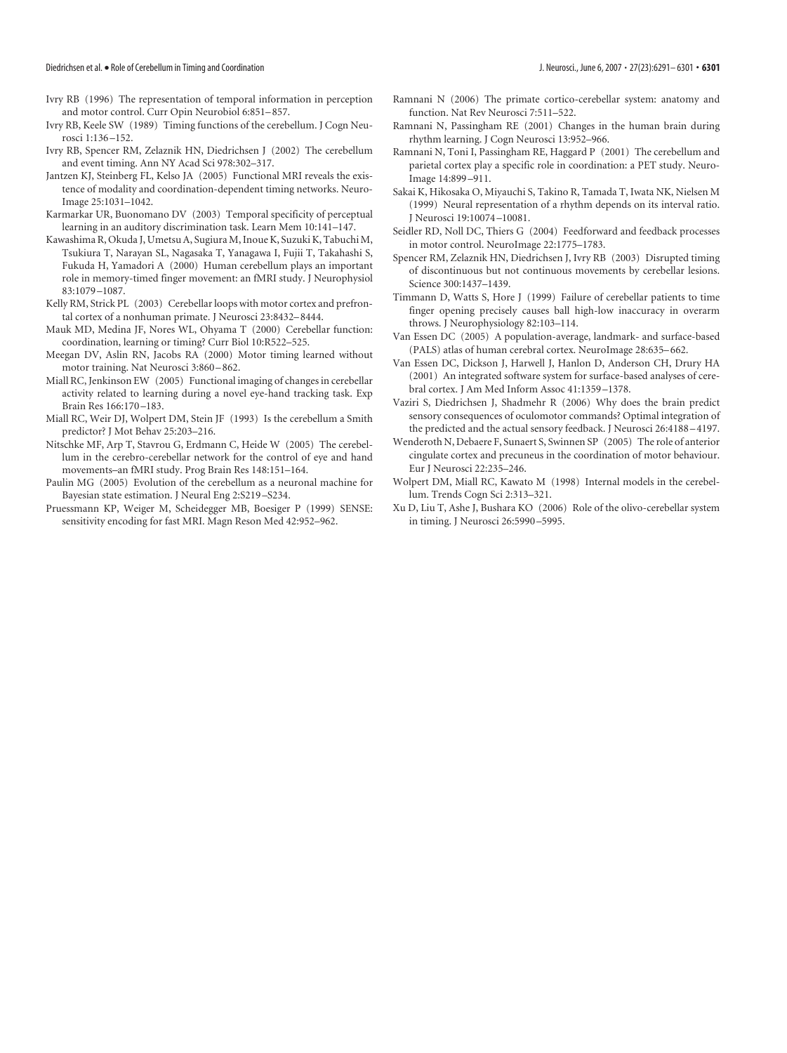Ivry RB (1996) The representation of temporal information in perception and motor control. Curr Opin Neurobiol 6:851–857.

Ivry RB, Keele SW (1989) Timing functions of the cerebellum. J Cogn Neurosci 1:136–152.

Ivry RB, Spencer RM, Zelaznik HN, Diedrichsen J (2002) The cerebellum and event timing. Ann NY Acad Sci 978:302–317.

Jantzen KJ, Steinberg FL, Kelso JA (2005) Functional MRI reveals the existence of modality and coordination-dependent timing networks. NeuroImage 25:1031–1042.

Karmarkar UR, Buonomano DV (2003) Temporal specificity of perceptual learning in an auditory discrimination task. Learn Mem 10:141–147.

Kawashima R, Okuda J, Umetsu A, Sugiura M, Inoue K, Suzuki K, Tabuchi M, Tsukiura T, Narayan SL, Nagasaka T, Yanagawa I, Fujii T, Takahashi S, Fukuda H, Yamadori A (2000) Human cerebellum plays an important role in memory-timed finger movement: an fMRI study. J Neurophysiol 83:1079–1087.

Kelly RM, Strick PL (2003) Cerebellar loops with motor cortex and prefrontal cortex of a nonhuman primate. J Neurosci 23:8432–8444.

Mauk MD, Medina JF, Nores WL, Ohyama T (2000) Cerebellar function: coordination, learning or timing? Curr Biol 10:R522–525.

Meegan DV, Aslin RN, Jacobs RA (2000) Motor timing learned without motor training. Nat Neurosci 3:860–862.

Miall RC, Jenkinson EW (2005) Functional imaging of changes in cerebellar activity related to learning during a novel eye-hand tracking task. Exp Brain Res 166:170–183.

Miall RC, Weir DJ, Wolpert DM, Stein JF (1993) Is the cerebellum a Smith predictor? J Mot Behav 25:203–216.

Nitschke MF, Arp T, Stavrou G, Erdmann C, Heide W (2005) The cerebellum in the cerebro-cerebellar network for the control of eye and hand movements–an fMRI study. Prog Brain Res 148:151–164.

Paulin MG (2005) Evolution of the cerebellum as a neuronal machine for Bayesian state estimation. J Neural Eng 2:S219–S234.

Pruessmann KP, Weiger M, Scheidegger MB, Boesiger P (1999) SENSE: sensitivity encoding for fast MRI. Magn Reson Med 42:952–962.

Ramnani N (2006) The primate cortico-cerebellar system: anatomy and function. Nat Rev Neurosci 7:511–522.

Ramnani N, Passingham RE (2001) Changes in the human brain during rhythm learning. J Cogn Neurosci 13:952–966.

Ramnani N, Toni I, Passingham RE, Haggard P (2001) The cerebellum and parietal cortex play a specific role in coordination: a PET study. NeuroImage 14:899–911.

Sakai K, Hikosaka O, Miyauchi S, Takino R, Tamada T, Iwata NK, Nielsen M (1999) Neural representation of a rhythm depends on its interval ratio. J Neurosci 19:10074–10081.

Seidler RD, Noll DC, Thiers G (2004) Feedforward and feedback processes in motor control. NeuroImage 22:1775–1783.

Spencer RM, Zelaznik HN, Diedrichsen J, Ivry RB (2003) Disrupted timing of discontinuous but not continuous movements by cerebellar lesions. Science 300:1437–1439.

Timmann D, Watts S, Hore J (1999) Failure of cerebellar patients to time finger opening precisely causes ball high-low inaccuracy in overarm throws. J Neurophysiology 82:103–114.

Van Essen DC (2005) A population-average, landmark- and surface-based (PALS) atlas of human cerebral cortex. NeuroImage 28:635–662.

Van Essen DC, Dickson J, Harwell J, Hanlon D, Anderson CH, Drury HA (2001) An integrated software system for surface-based analyses of cerebral cortex. J Am Med Inform Assoc 41:1359–1378.

Vaziri S, Diedrichsen J, Shadmehr R (2006) Why does the brain predict sensory consequences of oculomotor commands? Optimal integration of the predicted and the actual sensory feedback. J Neurosci 26:4188–4197.

Wenderoth N, Debaere F, Sunaert S, Swinnen SP (2005) The role of anterior cingulate cortex and precuneus in the coordination of motor behaviour. Eur J Neurosci 22:235–246.

Wolpert DM, Miall RC, Kawato M (1998) Internal models in the cerebellum. Trends Cogn Sci 2:313–321.

Xu D, Liu T, Ashe J, Bushara KO (2006) Role of the olivo-cerebellar system in timing. J Neurosci 26:5990–5995.